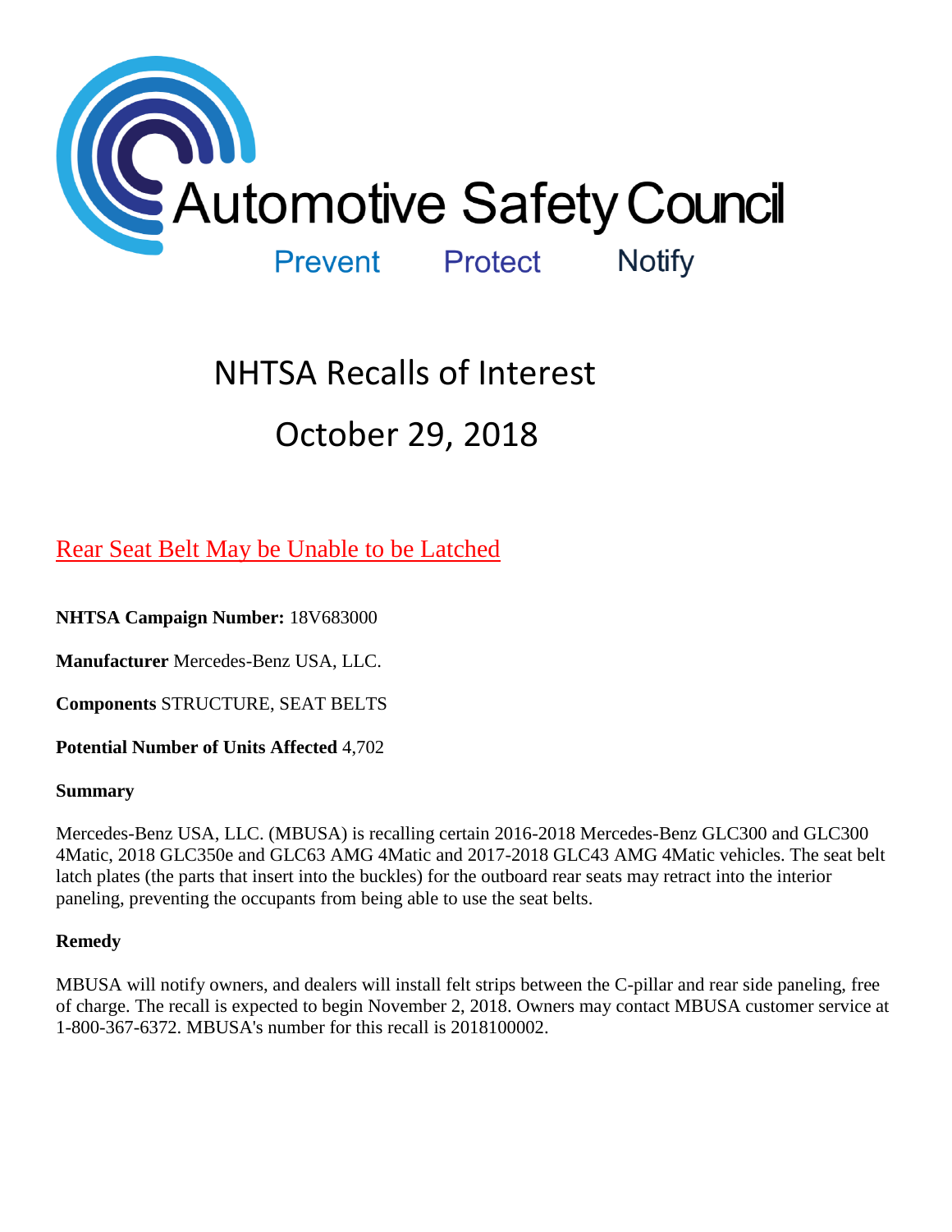# Automotive Safety Council

Prevent Protect Notify

# NHTSA Recalls of Interest

# October 29, 2018

## Rear Seat Belt May be Unable to be Latched

**NHTSA Campaign Number:** 18V683000

**Manufacturer** Mercedes-Benz USA, LLC.

**Components** STRUCTURE, SEAT BELTS

**Potential Number of Units Affected** 4,702

**Summary**

Mercedes-Benz USA, LLC. (MBUSA) is recalling certain 2016-2018 Mercedes-Benz GLC300 and GLC300 4Matic, 2018 GLC350e and GLC63 AMG 4Matic and 2017-2018 GLC43 AMG 4Matic vehicles. The seat belt latch plates (the parts that insert into the buckles) for the outboard rear seats may retract into the interior paneling, preventing the occupants from being able to use the seat belts.

**Remedy**

MBUSA will notify owners, and dealers will install felt strips between the C-pillar and rear side paneling, free of charge. The recall is expected to begin November 2, 2018. Owners may contact MBUSA customer service at 1-800-367-6372. MBUSA's number for this recall is 2018100002.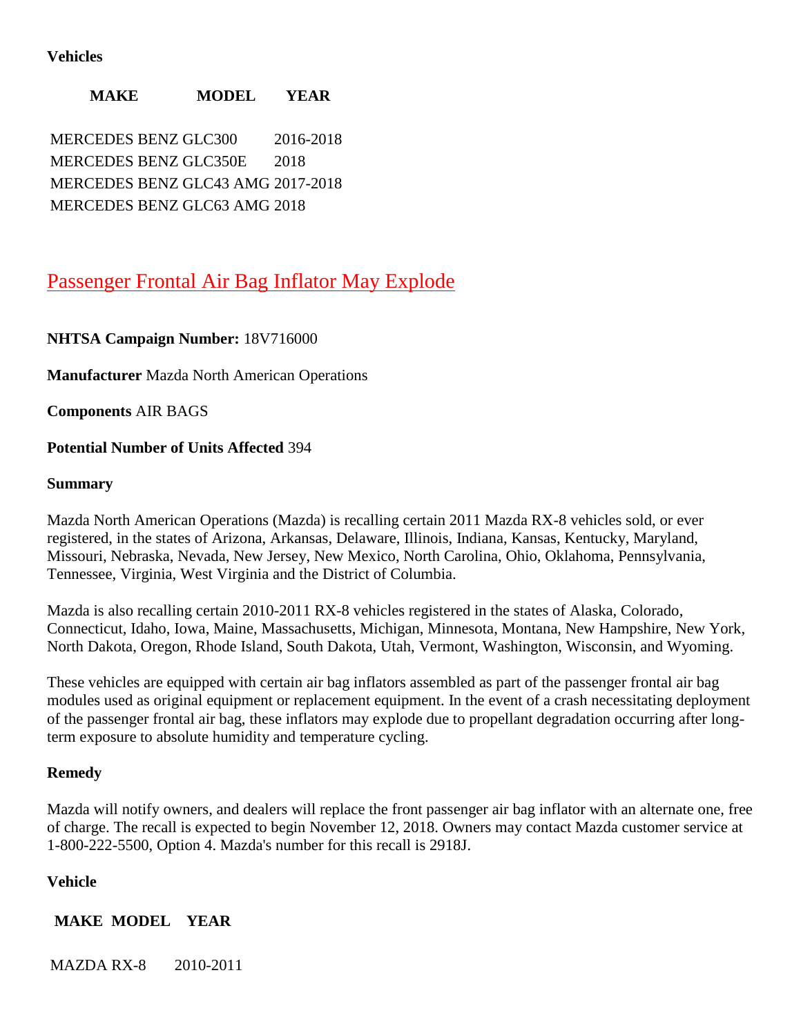**Vehicles**

| MAKE | MODEL | YEAR |
|---|---|---|
| MERCEDES BENZ | GLC300 | 2016-2018 |
| MERCEDES BENZ | GLC350E | 2018 |
| MERCEDES BENZ | GLC43 AMG | 2017-2018 |
| MERCEDES BENZ | GLC63 AMG | 2018 |

## Passenger Frontal Air Bag Inflator May Explode

**NHTSA Campaign Number:** 18V716000

**Manufacturer** Mazda North American Operations

**Components** AIR BAGS

**Potential Number of Units Affected** 394

**Summary**

Mazda North American Operations (Mazda) is recalling certain 2011 Mazda RX-8 vehicles sold, or ever registered, in the states of Arizona, Arkansas, Delaware, Illinois, Indiana, Kansas, Kentucky, Maryland, Missouri, Nebraska, Nevada, New Jersey, New Mexico, North Carolina, Ohio, Oklahoma, Pennsylvania, Tennessee, Virginia, West Virginia and the District of Columbia.

Mazda is also recalling certain 2010-2011 RX-8 vehicles registered in the states of Alaska, Colorado, Connecticut, Idaho, Iowa, Maine, Massachusetts, Michigan, Minnesota, Montana, New Hampshire, New York, North Dakota, Oregon, Rhode Island, South Dakota, Utah, Vermont, Washington, Wisconsin, and Wyoming.

These vehicles are equipped with certain air bag inflators assembled as part of the passenger frontal air bag modules used as original equipment or replacement equipment. In the event of a crash necessitating deployment of the passenger frontal air bag, these inflators may explode due to propellant degradation occurring after long-term exposure to absolute humidity and temperature cycling.

**Remedy**

Mazda will notify owners, and dealers will replace the front passenger air bag inflator with an alternate one, free of charge. The recall is expected to begin November 12, 2018. Owners may contact Mazda customer service at 1-800-222-5500, Option 4. Mazda's number for this recall is 2918J.

**Vehicle**

| MAKE | MODEL | YEAR |
|---|---|---|
| MAZDA | RX-8 | 2010-2011 |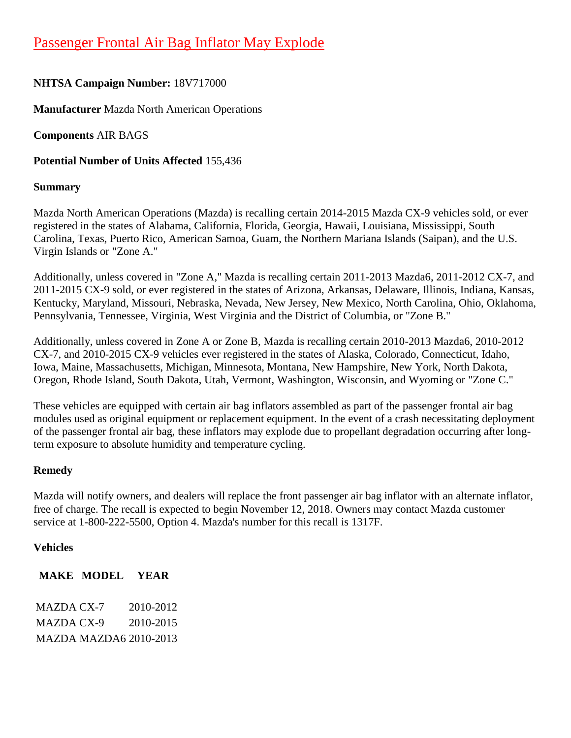# Passenger Frontal Air Bag Inflator May Explode

**NHTSA Campaign Number:** 18V717000

**Manufacturer** Mazda North American Operations

**Components** AIR BAGS

**Potential Number of Units Affected** 155,436

**Summary**

Mazda North American Operations (Mazda) is recalling certain 2014-2015 Mazda CX-9 vehicles sold, or ever registered in the states of Alabama, California, Florida, Georgia, Hawaii, Louisiana, Mississippi, South Carolina, Texas, Puerto Rico, American Samoa, Guam, the Northern Mariana Islands (Saipan), and the U.S. Virgin Islands or "Zone A."

Additionally, unless covered in "Zone A," Mazda is recalling certain 2011-2013 Mazda6, 2011-2012 CX-7, and 2011-2015 CX-9 sold, or ever registered in the states of Arizona, Arkansas, Delaware, Illinois, Indiana, Kansas, Kentucky, Maryland, Missouri, Nebraska, Nevada, New Jersey, New Mexico, North Carolina, Ohio, Oklahoma, Pennsylvania, Tennessee, Virginia, West Virginia and the District of Columbia, or "Zone B."

Additionally, unless covered in Zone A or Zone B, Mazda is recalling certain 2010-2013 Mazda6, 2010-2012 CX-7, and 2010-2015 CX-9 vehicles ever registered in the states of Alaska, Colorado, Connecticut, Idaho, Iowa, Maine, Massachusetts, Michigan, Minnesota, Montana, New Hampshire, New York, North Dakota, Oregon, Rhode Island, South Dakota, Utah, Vermont, Washington, Wisconsin, and Wyoming or "Zone C."

These vehicles are equipped with certain air bag inflators assembled as part of the passenger frontal air bag modules used as original equipment or replacement equipment. In the event of a crash necessitating deployment of the passenger frontal air bag, these inflators may explode due to propellant degradation occurring after long-term exposure to absolute humidity and temperature cycling.

**Remedy**

Mazda will notify owners, and dealers will replace the front passenger air bag inflator with an alternate inflator, free of charge. The recall is expected to begin November 12, 2018. Owners may contact Mazda customer service at 1-800-222-5500, Option 4. Mazda's number for this recall is 1317F.

**Vehicles**

| MAKE | MODEL | YEAR |
|---|---|---|
| MAZDA | CX-7 | 2010-2012 |
| MAZDA | CX-9 | 2010-2015 |
| MAZDA | MAZDA6 | 2010-2013 |